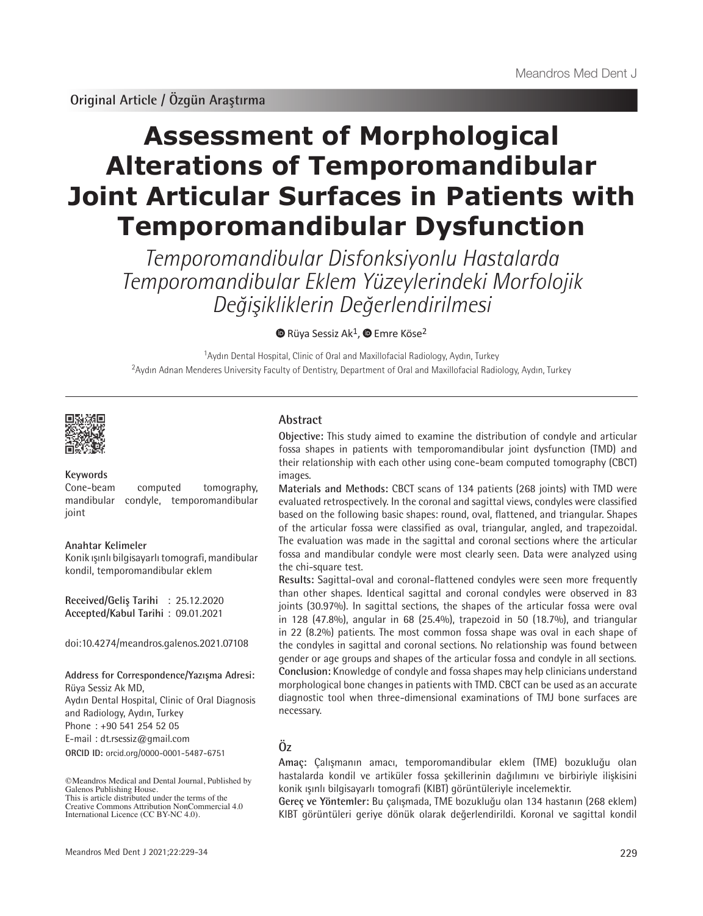Original Article / Özgün Araştırma

# Assessment of Morphological Alterations of Temporomandibular Joint Articular Surfaces in Patients with Temporomandibular Dysfunction

*Temporomandibular Disfonksiyonlu Hastalarda Temporomandibular Eklem Yüzeylerindeki Morfolojik Değişikliklerin Değerlendirilmesi*

Rüya Sessiz Ak[1], Emre Köse[2]

[1]Aydın Dental Hospital, Clinic of Oral and Maxillofacial Radiology, Aydın, Turkey
[2]Aydın Adnan Menderes University Faculty of Dentistry, Department of Oral and Maxillofacial Radiology, Aydın, Turkey

## Abstract

**Objective:** This study aimed to examine the distribution of condyle and articular fossa shapes in patients with temporomandibular joint dysfunction (TMD) and their relationship with each other using cone-beam computed tomography (CBCT) images.

**Materials and Methods:** CBCT scans of 134 patients (268 joints) with TMD were evaluated retrospectively. In the coronal and sagittal views, condyles were classified based on the following basic shapes: round, oval, flattened, and triangular. Shapes of the articular fossa were classified as oval, triangular, angled, and trapezoidal. The evaluation was made in the sagittal and coronal sections where the articular fossa and mandibular condyle were most clearly seen. Data were analyzed using the chi-square test.

**Results:** Sagittal-oval and coronal-flattened condyles were seen more frequently than other shapes. Identical sagittal and coronal condyles were observed in 83 joints (30.97%). In sagittal sections, the shapes of the articular fossa were oval in 128 (47.8%), angular in 68 (25.4%), trapezoid in 50 (18.7%), and triangular in 22 (8.2%) patients. The most common fossa shape was oval in each shape of the condyles in sagittal and coronal sections. No relationship was found between gender or age groups and shapes of the articular fossa and condyle in all sections.

**Conclusion:** Knowledge of condyle and fossa shapes may help clinicians understand morphological bone changes in patients with TMD. CBCT can be used as an accurate diagnostic tool when three-dimensional examinations of TMJ bone surfaces are necessary.

## Öz

**Amaç:** Çalışmanın amacı, temporomandibular eklem (TME) bozukluğu olan hastalarda kondil ve artiküler fossa şekillerinin dağılımını ve birbiriyle ilişkisini konik ışınlı bilgisayarlı tomografi (KIBT) görüntüleriyle incelemektir.

**Gereç ve Yöntemler:** Bu çalışmada, TME bozukluğu olan 134 hastanın (268 eklem) KIBT görüntüleri geriye dönük olarak değerlendirildi. Koronal ve sagittal kondil

**Keywords**

Cone-beam computed tomography, mandibular condyle, temporomandibular joint

**Anahtar Kelimeler**

Konik ışınlı bilgisayarlı tomografi, mandibular kondil, temporomandibular eklem

**Received/Geliş Tarihi** : 25.12.2020
**Accepted/Kabul Tarihi** : 09.01.2021

doi:10.4274/meandros.galenos.2021.07108

**Address for Correspondence/Yazışma Adresi:**
Rüya Sessiz Ak MD,
Aydın Dental Hospital, Clinic of Oral Diagnosis and Radiology, Aydın, Turkey
Phone : +90 541 254 52 05
E-mail : dt.rsessiz@gmail.com
**ORCID ID:** orcid.org/0000-0001-5487-6751

©Meandros Medical and Dental Journal, Published by Galenos Publishing House.
This is article distributed under the terms of the Creative Commons Attribution NonCommercial 4.0 International Licence (CC BY-NC 4.0).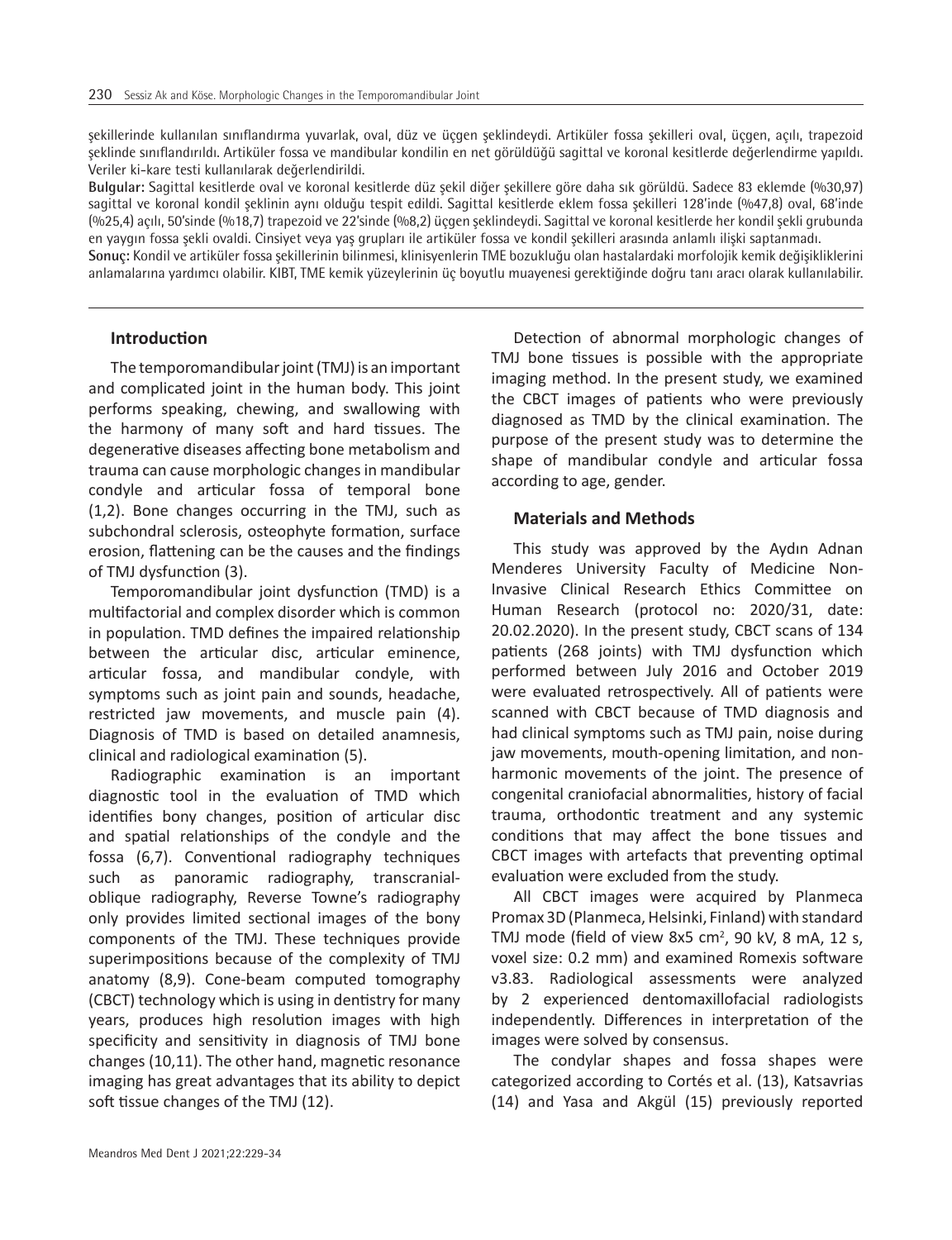şekillerinde kullanılan sınıflandırma yuvarlak, oval, düz ve üçgen şeklindeydi. Artiküler fossa şekilleri oval, üçgen, açılı, trapezoid şeklinde sınıflandırıldı. Artiküler fossa ve mandibular kondilin en net görüldüğü sagittal ve koronal kesitlerde değerlendirme yapıldı. Veriler ki-kare testi kullanılarak değerlendirildi.

**Bulgular:** Sagittal kesitlerde oval ve koronal kesitlerde düz şekil diğer şekillere göre daha sık görüldü. Sadece 83 eklemde (%30,97) sagittal ve koronal kondil şeklinin aynı olduğu tespit edildi. Sagittal kesitlerde eklem fossa şekilleri 128'inde (%47,8) oval, 68'inde (%25,4) açılı, 50'sinde (%18,7) trapezoid ve 22'sinde (%8,2) üçgen şeklindeydi. Sagittal ve koronal kesitlerde her kondil şekli grubunda en yaygın fossa şekli ovaldi. Cinsiyet veya yaş grupları ile artiküler fossa ve kondil şekilleri arasında anlamlı ilişki saptanmadı.

**Sonuç:** Kondil ve artiküler fossa şekillerinin bilinmesi, klinisyenlerin TME bozukluğu olan hastalardaki morfolojik kemik değişikliklerini anlamalarına yardımcı olabilir. KIBT, TME kemik yüzeylerinin üç boyutlu muayenesi gerektiğinde doğru tanı aracı olarak kullanılabilir.

## Introduction

The temporomandibular joint (TMJ) is an important and complicated joint in the human body. This joint performs speaking, chewing, and swallowing with the harmony of many soft and hard tissues. The degenerative diseases affecting bone metabolism and trauma can cause morphologic changes in mandibular condyle and articular fossa of temporal bone (1,2). Bone changes occurring in the TMJ, such as subchondral sclerosis, osteophyte formation, surface erosion, flattening can be the causes and the findings of TMJ dysfunction (3).

Temporomandibular joint dysfunction (TMD) is a multifactorial and complex disorder which is common in population. TMD defines the impaired relationship between the articular disc, articular eminence, articular fossa, and mandibular condyle, with symptoms such as joint pain and sounds, headache, restricted jaw movements, and muscle pain (4). Diagnosis of TMD is based on detailed anamnesis, clinical and radiological examination (5).

Radiographic examination is an important diagnostic tool in the evaluation of TMD which identifies bony changes, position of articular disc and spatial relationships of the condyle and the fossa (6,7). Conventional radiography techniques such as panoramic radiography, transcranial-oblique radiography, Reverse Towne's radiography only provides limited sectional images of the bony components of the TMJ. These techniques provide superimpositions because of the complexity of TMJ anatomy (8,9). Cone-beam computed tomography (CBCT) technology which is using in dentistry for many years, produces high resolution images with high specificity and sensitivity in diagnosis of TMJ bone changes (10,11). The other hand, magnetic resonance imaging has great advantages that its ability to depict soft tissue changes of the TMJ (12).

Detection of abnormal morphologic changes of TMJ bone tissues is possible with the appropriate imaging method. In the present study, we examined the CBCT images of patients who were previously diagnosed as TMD by the clinical examination. The purpose of the present study was to determine the shape of mandibular condyle and articular fossa according to age, gender.

## Materials and Methods

This study was approved by the Aydın Adnan Menderes University Faculty of Medicine Non-Invasive Clinical Research Ethics Committee on Human Research (protocol no: 2020/31, date: 20.02.2020). In the present study, CBCT scans of 134 patients (268 joints) with TMJ dysfunction which performed between July 2016 and October 2019 were evaluated retrospectively. All of patients were scanned with CBCT because of TMD diagnosis and had clinical symptoms such as TMJ pain, noise during jaw movements, mouth-opening limitation, and non-harmonic movements of the joint. The presence of congenital craniofacial abnormalities, history of facial trauma, orthodontic treatment and any systemic conditions that may affect the bone tissues and CBCT images with artefacts that preventing optimal evaluation were excluded from the study.

All CBCT images were acquired by Planmeca Promax 3D (Planmeca, Helsinki, Finland) with standard TMJ mode (field of view 8x5 $cm^2$, 90 kV, 8 mA, 12 s, voxel size: 0.2 mm) and examined Romexis software v3.83. Radiological assessments were analyzed by 2 experienced dentomaxillofacial radiologists independently. Differences in interpretation of the images were solved by consensus.

The condylar shapes and fossa shapes were categorized according to Cortés et al. (13), Katsavrias (14) and Yasa and Akgül (15) previously reported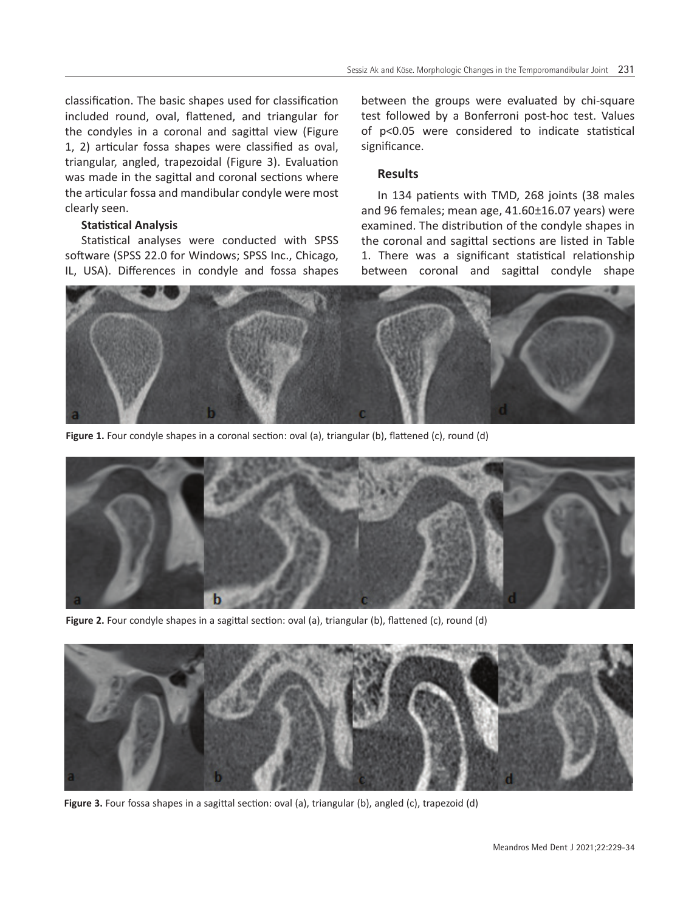classification. The basic shapes used for classification included round, oval, flattened, and triangular for the condyles in a coronal and sagittal view (Figure 1, 2) articular fossa shapes were classified as oval, triangular, angled, trapezoidal (Figure 3). Evaluation was made in the sagittal and coronal sections where the articular fossa and mandibular condyle were most clearly seen.

### Statistical Analysis

Statistical analyses were conducted with SPSS software (SPSS 22.0 for Windows; SPSS Inc., Chicago, IL, USA). Differences in condyle and fossa shapes between the groups were evaluated by chi-square test followed by a Bonferroni post-hoc test. Values of $p<0.05$ were considered to indicate statistical significance.

## Results

In 134 patients with TMD, 268 joints (38 males and 96 females; mean age, 41.60±16.07 years) were examined. The distribution of the condyle shapes in the coronal and sagittal sections are listed in Table 1. There was a significant statistical relationship between coronal and sagittal condyle shape

**Figure 1.** Four condyle shapes in a coronal section: oval (a), triangular (b), flattened (c), round (d)

**Figure 2.** Four condyle shapes in a sagittal section: oval (a), triangular (b), flattened (c), round (d)

**Figure 3.** Four fossa shapes in a sagittal section: oval (a), triangular (b), angled (c), trapezoid (d)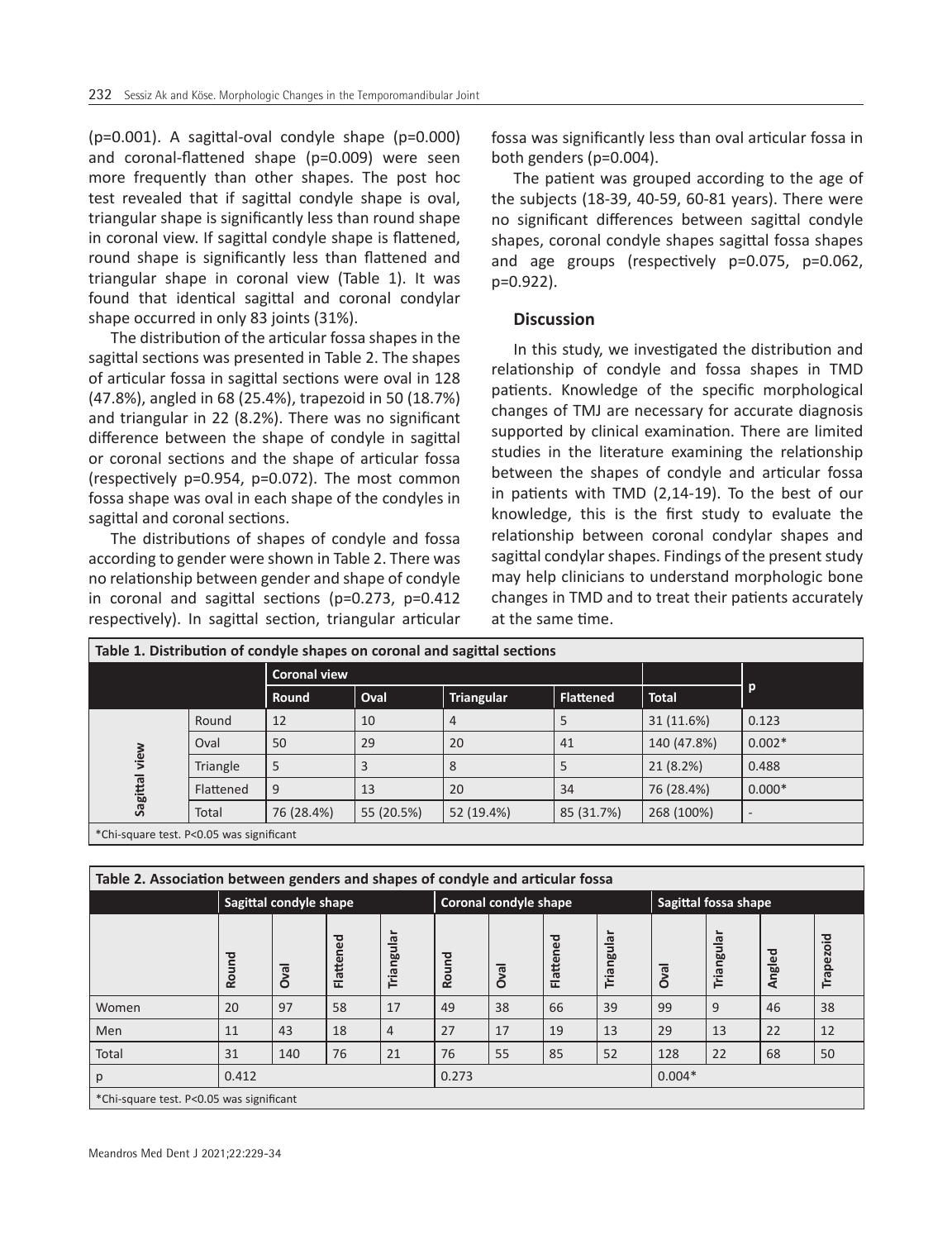(p=0.001). A sagittal-oval condyle shape (p=0.000) and coronal-flattened shape (p=0.009) were seen more frequently than other shapes. The post hoc test revealed that if sagittal condyle shape is oval, triangular shape is significantly less than round shape in coronal view. If sagittal condyle shape is flattened, round shape is significantly less than flattened and triangular shape in coronal view (Table 1). It was found that identical sagittal and coronal condylar shape occurred in only 83 joints (31%).

The distribution of the articular fossa shapes in the sagittal sections was presented in Table 2. The shapes of articular fossa in sagittal sections were oval in 128 (47.8%), angled in 68 (25.4%), trapezoid in 50 (18.7%) and triangular in 22 (8.2%). There was no significant difference between the shape of condyle in sagittal or coronal sections and the shape of articular fossa (respectively p=0.954, p=0.072). The most common fossa shape was oval in each shape of the condyles in sagittal and coronal sections.

The distributions of shapes of condyle and fossa according to gender were shown in Table 2. There was no relationship between gender and shape of condyle in coronal and sagittal sections (p=0.273, p=0.412 respectively). In sagittal section, triangular articular fossa was significantly less than oval articular fossa in both genders (p=0.004).

The patient was grouped according to the age of the subjects (18-39, 40-59, 60-81 years). There were no significant differences between sagittal condyle shapes, coronal condyle shapes sagittal fossa shapes and age groups (respectively p=0.075, p=0.062, p=0.922).

## Discussion

In this study, we investigated the distribution and relationship of condyle and fossa shapes in TMD patients. Knowledge of the specific morphological changes of TMJ are necessary for accurate diagnosis supported by clinical examination. There are limited studies in the literature examining the relationship between the shapes of condyle and articular fossa in patients with TMD (2,14-19). To the best of our knowledge, this is the first study to evaluate the relationship between coronal condylar shapes and sagittal condylar shapes. Findings of the present study may help clinicians to understand morphologic bone changes in TMD and to treat their patients accurately at the same time.

**Table 1. Distribution of condyle shapes on coronal and sagittal sections**

| | | Coronal view | | | | | p |
|---|---|---|---|---|---|---|---|
| | | Round | Oval | Triangular | Flattened | Total | |
| Sagittal view | Round | 12 | 10 | 4 | 5 | 31 (11.6%) | 0.123 |
| | Oval | 50 | 29 | 20 | 41 | 140 (47.8%) | 0.002* |
| | Triangle | 5 | 3 | 8 | 5 | 21 (8.2%) | 0.488 |
| | Flattened | 9 | 13 | 20 | 34 | 76 (28.4%) | 0.000* |
| | Total | 76 (28.4%) | 55 (20.5%) | 52 (19.4%) | 85 (31.7%) | 268 (100%) | - |

*Chi-square test. P<0.05 was significant

**Table 2. Association between genders and shapes of condyle and articular fossa**

| | Sagittal condyle shape | | | | Coronal condyle shape | | | | Sagittal fossa shape | | | |
|---|---|---|---|---|---|---|---|---|---|---|---|---|
| | Round | Oval | Flattened | Triangular | Round | Oval | Flattened | Triangular | Oval | Triangular | Angled | Trapezoid |
| Women | 20 | 97 | 58 | 17 | 49 | 38 | 66 | 39 | 99 | 9 | 46 | 38 |
| Men | 11 | 43 | 18 | 4 | 27 | 17 | 19 | 13 | 29 | 13 | 22 | 12 |
| Total | 31 | 140 | 76 | 21 | 76 | 55 | 85 | 52 | 128 | 22 | 68 | 50 |
| p | 0.412 | | | | 0.273 | | | | 0.004* | | | |

*Chi-square test. P<0.05 was significant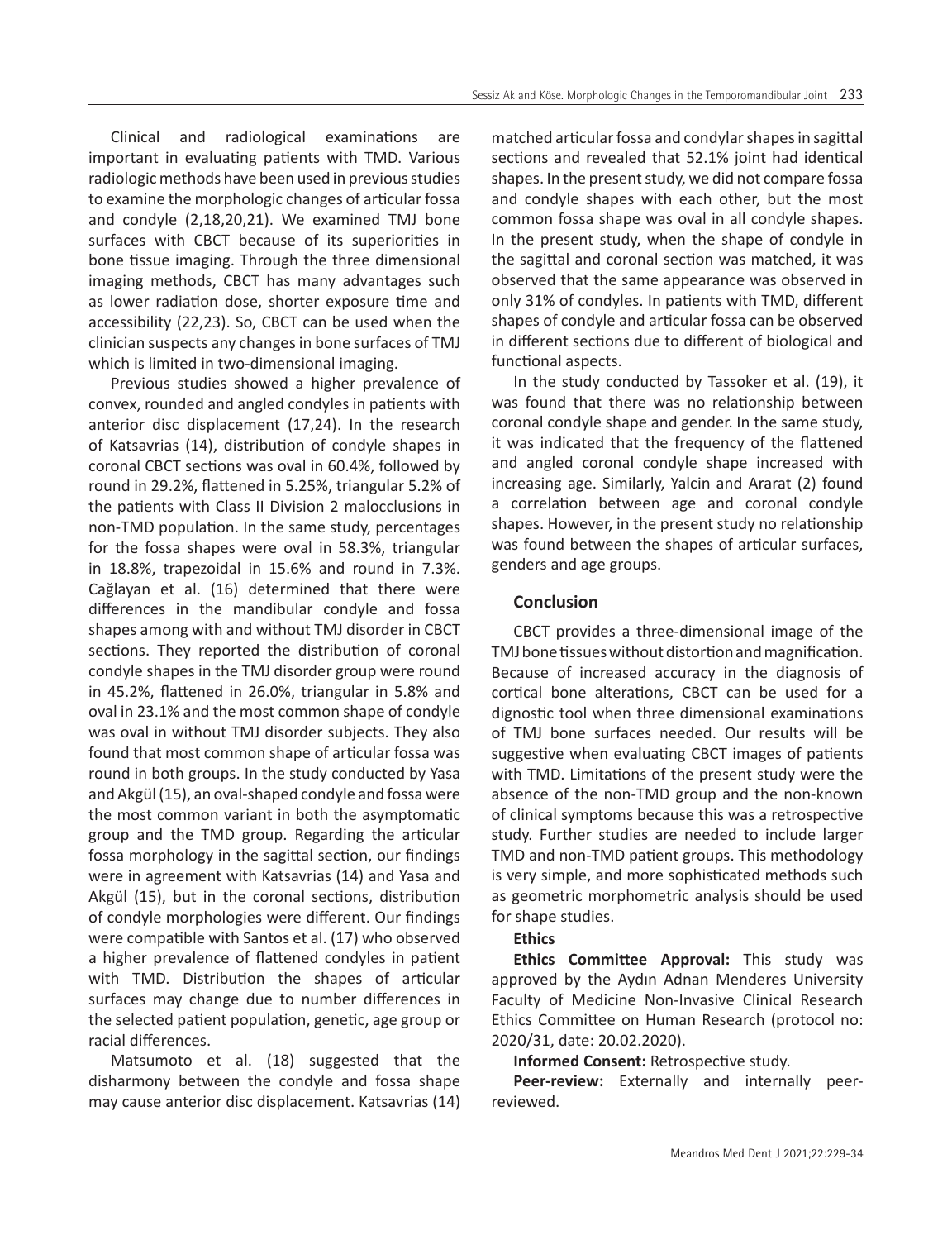Clinical and radiological examinations are important in evaluating patients with TMD. Various radiologic methods have been used in previous studies to examine the morphologic changes of articular fossa and condyle (2,18,20,21). We examined TMJ bone surfaces with CBCT because of its superiorities in bone tissue imaging. Through the three dimensional imaging methods, CBCT has many advantages such as lower radiation dose, shorter exposure time and accessibility (22,23). So, CBCT can be used when the clinician suspects any changes in bone surfaces of TMJ which is limited in two-dimensional imaging.

Previous studies showed a higher prevalence of convex, rounded and angled condyles in patients with anterior disc displacement (17,24). In the research of Katsavrias (14), distribution of condyle shapes in coronal CBCT sections was oval in 60.4%, followed by round in 29.2%, flattened in 5.25%, triangular 5.2% of the patients with Class II Division 2 malocclusions in non-TMD population. In the same study, percentages for the fossa shapes were oval in 58.3%, triangular in 18.8%, trapezoidal in 15.6% and round in 7.3%. Cağlayan et al. (16) determined that there were differences in the mandibular condyle and fossa shapes among with and without TMJ disorder in CBCT sections. They reported the distribution of coronal condyle shapes in the TMJ disorder group were round in 45.2%, flattened in 26.0%, triangular in 5.8% and oval in 23.1% and the most common shape of condyle was oval in without TMJ disorder subjects. They also found that most common shape of articular fossa was round in both groups. In the study conducted by Yasa and Akgül (15), an oval-shaped condyle and fossa were the most common variant in both the asymptomatic group and the TMD group. Regarding the articular fossa morphology in the sagittal section, our findings were in agreement with Katsavrias (14) and Yasa and Akgül (15), but in the coronal sections, distribution of condyle morphologies were different. Our findings were compatible with Santos et al. (17) who observed a higher prevalence of flattened condyles in patient with TMD. Distribution the shapes of articular surfaces may change due to number differences in the selected patient population, genetic, age group or racial differences.

Matsumoto et al. (18) suggested that the disharmony between the condyle and fossa shape may cause anterior disc displacement. Katsavrias (14) matched articular fossa and condylar shapes in sagittal sections and revealed that 52.1% joint had identical shapes. In the present study, we did not compare fossa and condyle shapes with each other, but the most common fossa shape was oval in all condyle shapes. In the present study, when the shape of condyle in the sagittal and coronal section was matched, it was observed that the same appearance was observed in only 31% of condyles. In patients with TMD, different shapes of condyle and articular fossa can be observed in different sections due to different of biological and functional aspects.

In the study conducted by Tassoker et al. (19), it was found that there was no relationship between coronal condyle shape and gender. In the same study, it was indicated that the frequency of the flattened and angled coronal condyle shape increased with increasing age. Similarly, Yalcin and Ararat (2) found a correlation between age and coronal condyle shapes. However, in the present study no relationship was found between the shapes of articular surfaces, genders and age groups.

## Conclusion

CBCT provides a three-dimensional image of the TMJ bone tissues without distortion and magnification. Because of increased accuracy in the diagnosis of cortical bone alterations, CBCT can be used for a dignostic tool when three dimensional examinations of TMJ bone surfaces needed. Our results will be suggestive when evaluating CBCT images of patients with TMD. Limitations of the present study were the absence of the non-TMD group and the non-known of clinical symptoms because this was a retrospective study. Further studies are needed to include larger TMD and non-TMD patient groups. This methodology is very simple, and more sophisticated methods such as geometric morphometric analysis should be used for shape studies.

**Ethics**

**Ethics Committee Approval:** This study was approved by the Aydın Adnan Menderes University Faculty of Medicine Non-Invasive Clinical Research Ethics Committee on Human Research (protocol no: 2020/31, date: 20.02.2020).

**Informed Consent:** Retrospective study.

**Peer-review:** Externally and internally peer-reviewed.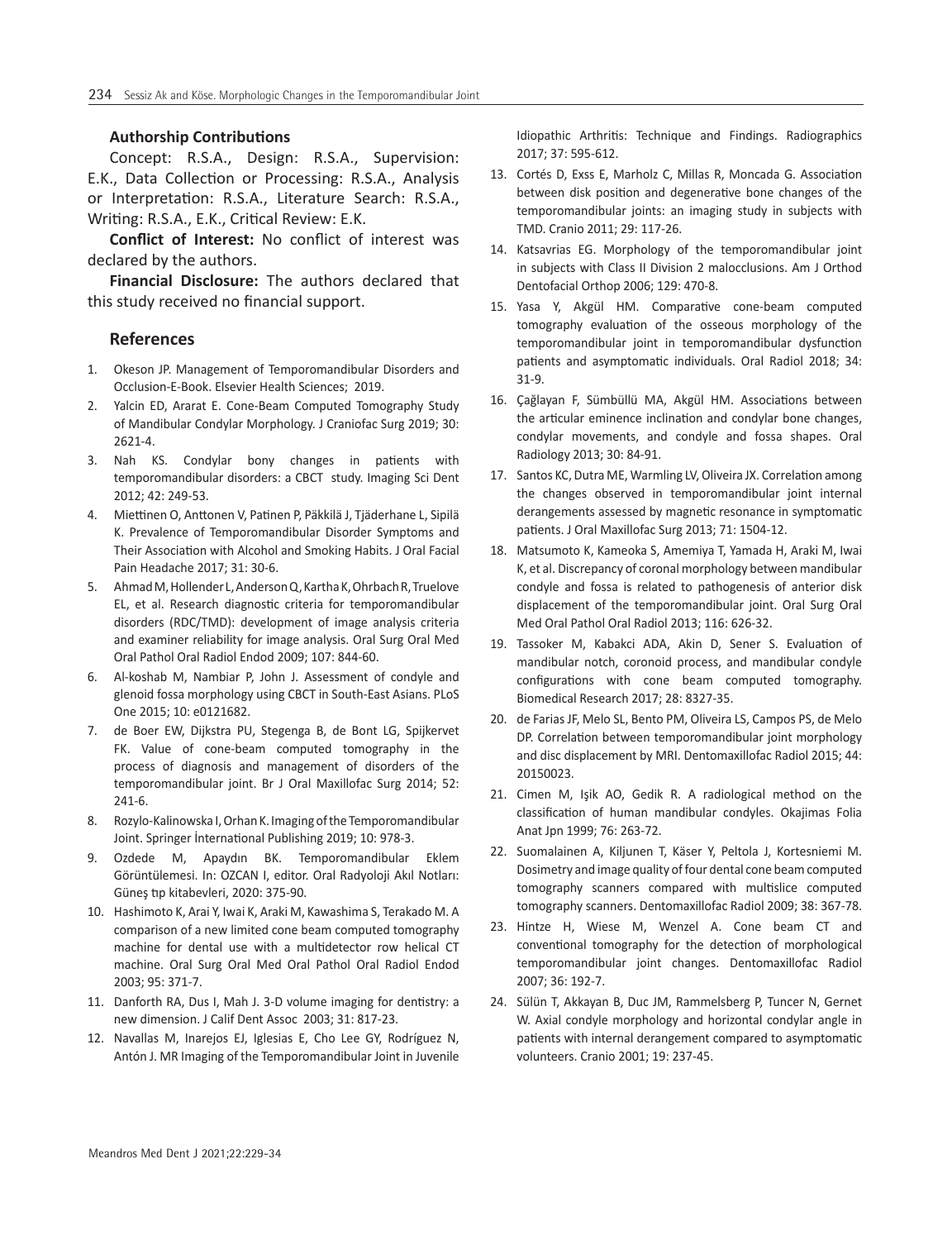### Authorship Contributions

Concept: R.S.A., Design: R.S.A., Supervision: E.K., Data Collection or Processing: R.S.A., Analysis or Interpretation: R.S.A., Literature Search: R.S.A., Writing: R.S.A., E.K., Critical Review: E.K.

**Conflict of Interest:** No conflict of interest was declared by the authors.

**Financial Disclosure:** The authors declared that this study received no financial support.

## References

1. Okeson JP. Management of Temporomandibular Disorders and Occlusion-E-Book. Elsevier Health Sciences; 2019.
2. Yalcin ED, Ararat E. Cone-Beam Computed Tomography Study of Mandibular Condylar Morphology. J Craniofac Surg 2019; 30: 2621-4.
3. Nah KS. Condylar bony changes in patients with temporomandibular disorders: a CBCT study. Imaging Sci Dent 2012; 42: 249-53.
4. Miettinen O, Anttonen V, Patinen P, Päkkilä J, Tjäderhane L, Sipilä K. Prevalence of Temporomandibular Disorder Symptoms and Their Association with Alcohol and Smoking Habits. J Oral Facial Pain Headache 2017; 31: 30-6.
5. Ahmad M, Hollender L, Anderson Q, Kartha K, Ohrbach R, Truelove EL, et al. Research diagnostic criteria for temporomandibular disorders (RDC/TMD): development of image analysis criteria and examiner reliability for image analysis. Oral Surg Oral Med Oral Pathol Oral Radiol Endod 2009; 107: 844-60.
6. Al-koshab M, Nambiar P, John J. Assessment of condyle and glenoid fossa morphology using CBCT in South-East Asians. PLoS One 2015; 10: e0121682.
7. de Boer EW, Dijkstra PU, Stegenga B, de Bont LG, Spijkervet FK. Value of cone-beam computed tomography in the process of diagnosis and management of disorders of the temporomandibular joint. Br J Oral Maxillofac Surg 2014; 52: 241-6.
8. Rozylo-Kalinowska I, Orhan K. Imaging of the Temporomandibular Joint. Springer İnternational Publishing 2019; 10: 978-3.
9. Ozdede M, Apaydın BK. Temporomandibular Eklem Görüntülemesi. In: OZCAN I, editor. Oral Radyoloji Akıl Notları: Güneş tıp kitabevleri, 2020: 375-90.
10. Hashimoto K, Arai Y, Iwai K, Araki M, Kawashima S, Terakado M. A comparison of a new limited cone beam computed tomography machine for dental use with a multidetector row helical CT machine. Oral Surg Oral Med Oral Pathol Oral Radiol Endod 2003; 95: 371-7.
11. Danforth RA, Dus I, Mah J. 3-D volume imaging for dentistry: a new dimension. J Calif Dent Assoc 2003; 31: 817-23.
12. Navallas M, Inarejos EJ, Iglesias E, Cho Lee GY, Rodríguez N, Antón J. MR Imaging of the Temporomandibular Joint in Juvenile Idiopathic Arthritis: Technique and Findings. Radiographics 2017; 37: 595-612.
13. Cortés D, Exss E, Marholz C, Millas R, Moncada G. Association between disk position and degenerative bone changes of the temporomandibular joints: an imaging study in subjects with TMD. Cranio 2011; 29: 117-26.
14. Katsavrias EG. Morphology of the temporomandibular joint in subjects with Class II Division 2 malocclusions. Am J Orthod Dentofacial Orthop 2006; 129: 470-8.
15. Yasa Y, Akgül HM. Comparative cone-beam computed tomography evaluation of the osseous morphology of the temporomandibular joint in temporomandibular dysfunction patients and asymptomatic individuals. Oral Radiol 2018; 34: 31-9.
16. Çağlayan F, Sümbüllü MA, Akgül HM. Associations between the articular eminence inclination and condylar bone changes, condylar movements, and condyle and fossa shapes. Oral Radiology 2013; 30: 84-91.
17. Santos KC, Dutra ME, Warmling LV, Oliveira JX. Correlation among the changes observed in temporomandibular joint internal derangements assessed by magnetic resonance in symptomatic patients. J Oral Maxillofac Surg 2013; 71: 1504-12.
18. Matsumoto K, Kameoka S, Amemiya T, Yamada H, Araki M, Iwai K, et al. Discrepancy of coronal morphology between mandibular condyle and fossa is related to pathogenesis of anterior disk displacement of the temporomandibular joint. Oral Surg Oral Med Oral Pathol Oral Radiol 2013; 116: 626-32.
19. Tassoker M, Kabakci ADA, Akin D, Sener S. Evaluation of mandibular notch, coronoid process, and mandibular condyle configurations with cone beam computed tomography. Biomedical Research 2017; 28: 8327-35.
20. de Farias JF, Melo SL, Bento PM, Oliveira LS, Campos PS, de Melo DP. Correlation between temporomandibular joint morphology and disc displacement by MRI. Dentomaxillofac Radiol 2015; 44: 20150023.
21. Cimen M, Işik AO, Gedik R. A radiological method on the classification of human mandibular condyles. Okajimas Folia Anat Jpn 1999; 76: 263-72.
22. Suomalainen A, Kiljunen T, Käser Y, Peltola J, Kortesniemi M. Dosimetry and image quality of four dental cone beam computed tomography scanners compared with multislice computed tomography scanners. Dentomaxillofac Radiol 2009; 38: 367-78.
23. Hintze H, Wiese M, Wenzel A. Cone beam CT and conventional tomography for the detection of morphological temporomandibular joint changes. Dentomaxillofac Radiol 2007; 36: 192-7.
24. Sülün T, Akkayan B, Duc JM, Rammelsberg P, Tuncer N, Gernet W. Axial condyle morphology and horizontal condylar angle in patients with internal derangement compared to asymptomatic volunteers. Cranio 2001; 19: 237-45.